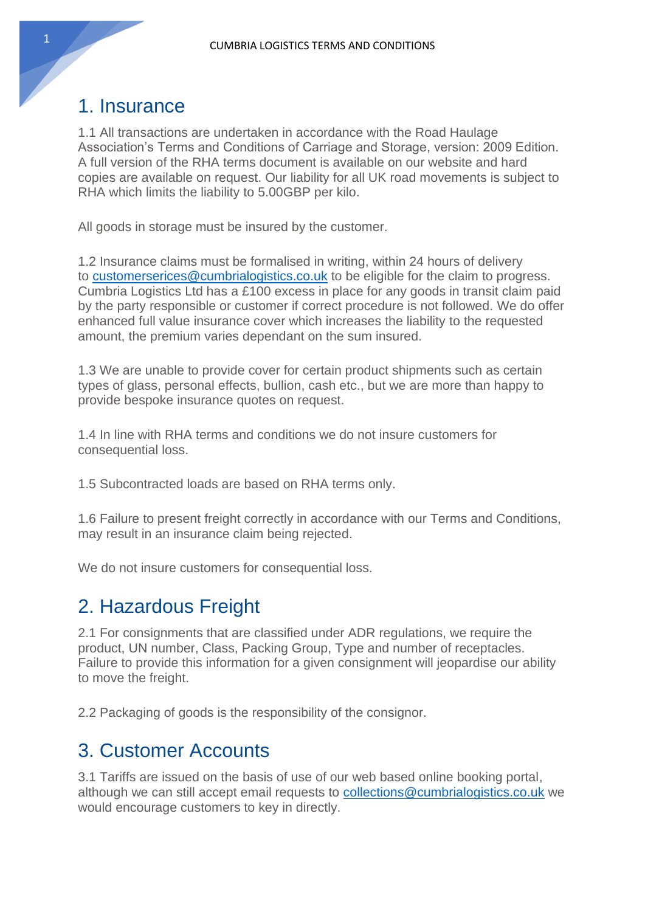# 1. Insurance

1.1 All transactions are undertaken in accordance with the Road Haulage Association's Terms and Conditions of Carriage and Storage, version: 2009 Edition. A full version of the RHA terms document is available on our website and hard copies are available on request. Our liability for all UK road movements is subject to RHA which limits the liability to 5.00GBP per kilo.

All goods in storage must be insured by the customer.

1.2 Insurance claims must be formalised in writing, within 24 hours of delivery to customerserices@cumbrialogistics.co.uk to be eligible for the claim to progress. Cumbria Logistics Ltd has a £100 excess in place for any goods in transit claim paid by the party responsible or customer if correct procedure is not followed. We do offer enhanced full value insurance cover which increases the liability to the requested amount, the premium varies dependant on the sum insured.

1.3 We are unable to provide cover for certain product shipments such as certain types of glass, personal effects, bullion, cash etc., but we are more than happy to provide bespoke insurance quotes on request.

1.4 In line with RHA terms and conditions we do not insure customers for consequential loss.

1.5 Subcontracted loads are based on RHA terms only.

1.6 Failure to present freight correctly in accordance with our Terms and Conditions, may result in an insurance claim being rejected.

We do not insure customers for consequential loss.

# 2. Hazardous Freight

2.1 For consignments that are classified under ADR regulations, we require the product, UN number, Class, Packing Group, Type and number of receptacles. Failure to provide this information for a given consignment will jeopardise our ability to move the freight.

2.2 Packaging of goods is the responsibility of the consignor.

# 3. Customer Accounts

3.1 Tariffs are issued on the basis of use of our web based online booking portal, although we can still accept email requests to collections@cumbrialogistics.co.uk we would encourage customers to key in directly.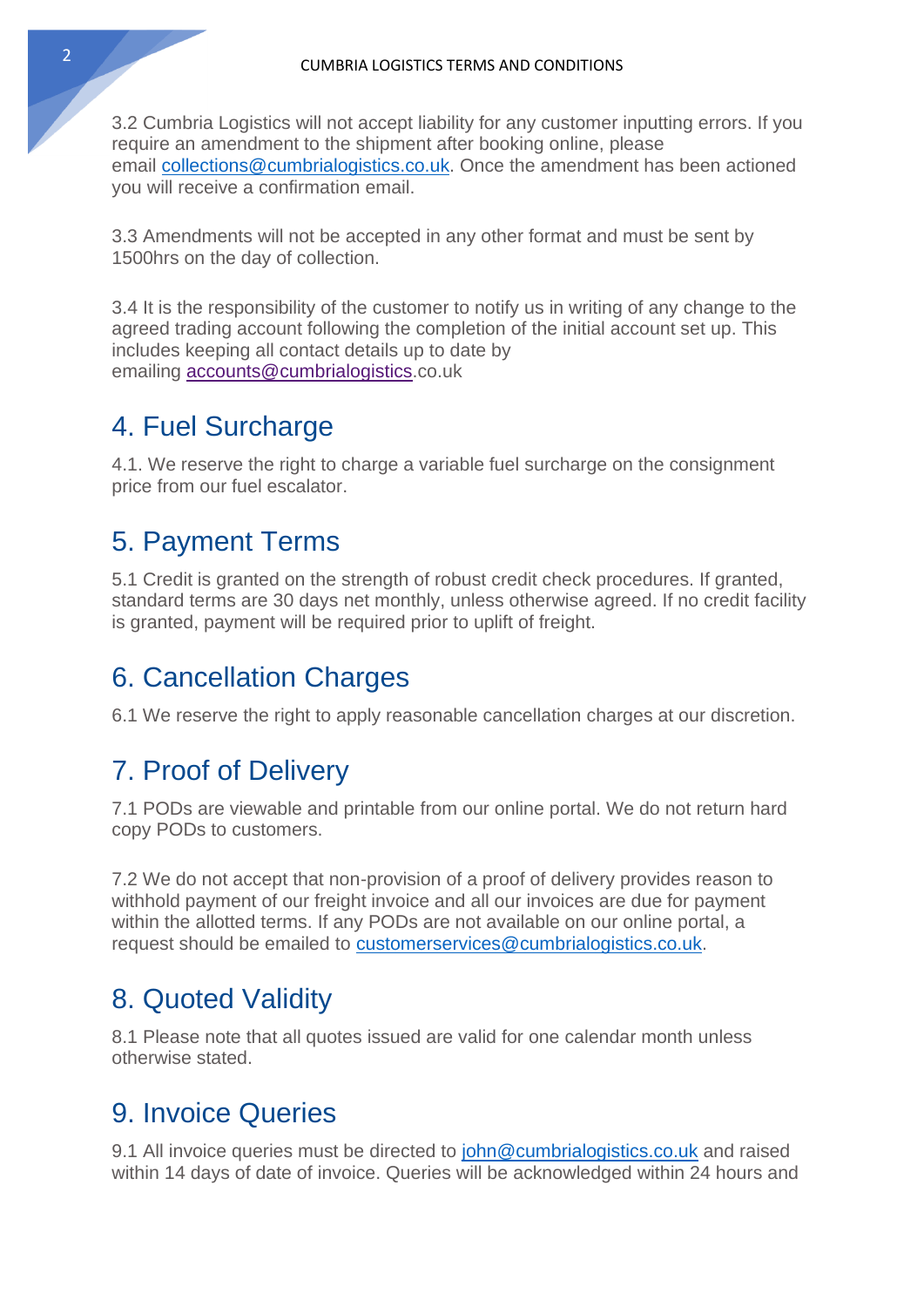3.2 Cumbria Logistics will not accept liability for any customer inputting errors. If you require an amendment to the shipment after booking online, please email collections@cumbrialogistics.co.uk. Once the amendment has been actioned you will receive a confirmation email.

3.3 Amendments will not be accepted in any other format and must be sent by 1500hrs on the day of collection.

3.4 It is the responsibility of the customer to notify us in writing of any change to the agreed trading account following the completion of the initial account set up. This includes keeping all contact details up to date by emailing accounts@cumbrialogistics.co.uk

## 4. Fuel Surcharge

4.1. We reserve the right to charge a variable fuel surcharge on the consignment price from our fuel escalator.

## 5. Payment Terms

5.1 Credit is granted on the strength of robust credit check procedures. If granted, standard terms are 30 days net monthly, unless otherwise agreed. If no credit facility is granted, payment will be required prior to uplift of freight.

## 6. Cancellation Charges

6.1 We reserve the right to apply reasonable cancellation charges at our discretion.

## 7. Proof of Delivery

7.1 PODs are viewable and printable from our online portal. We do not return hard copy PODs to customers.

7.2 We do not accept that non-provision of a proof of delivery provides reason to withhold payment of our freight invoice and all our invoices are due for payment within the allotted terms. If any PODs are not available on our online portal, a request should be emailed to customerservices@cumbrialogistics.co.uk.

## 8. Quoted Validity

8.1 Please note that all quotes issued are valid for one calendar month unless otherwise stated.

## 9. Invoice Queries

9.1 All invoice queries must be directed to john@cumbrialogistics.co.uk and raised within 14 days of date of invoice. Queries will be acknowledged within 24 hours and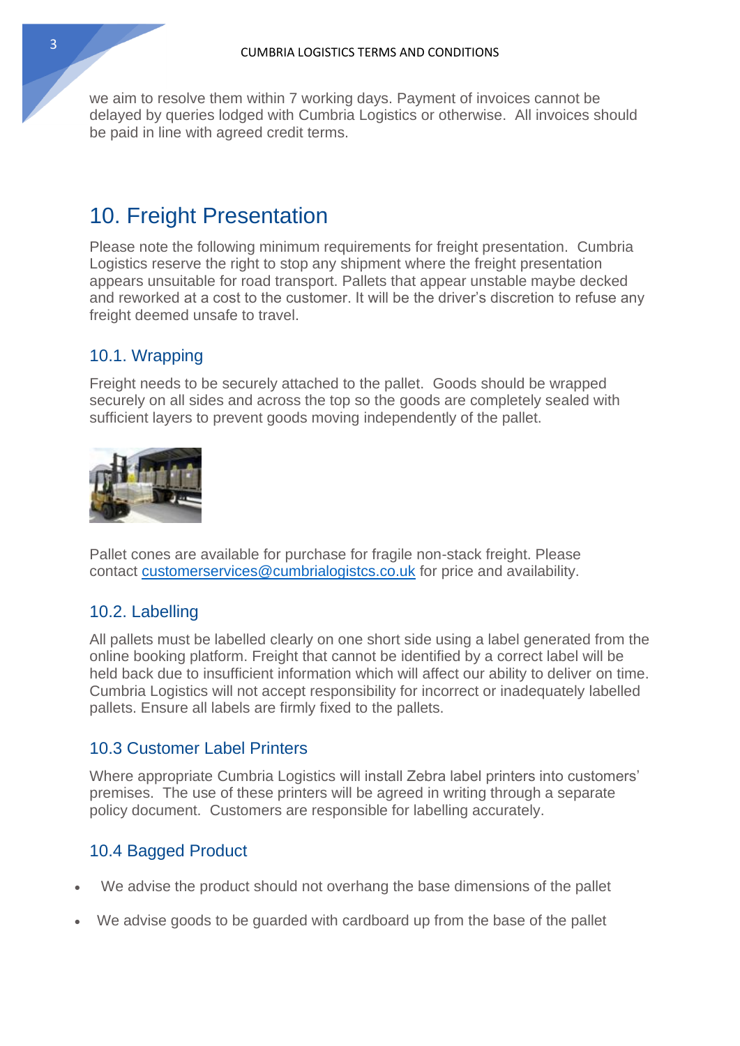we aim to resolve them within 7 working days. Payment of invoices cannot be delayed by queries lodged with Cumbria Logistics or otherwise. All invoices should be paid in line with agreed credit terms.

# 10. Freight Presentation

Please note the following minimum requirements for freight presentation. Cumbria Logistics reserve the right to stop any shipment where the freight presentation appears unsuitable for road transport. Pallets that appear unstable maybe decked and reworked at a cost to the customer. It will be the driver's discretion to refuse any freight deemed unsafe to travel.

## 10.1. Wrapping

Freight needs to be securely attached to the pallet. Goods should be wrapped securely on all sides and across the top so the goods are completely sealed with sufficient layers to prevent goods moving independently of the pallet.

Pallet cones are available for purchase for fragile non-stack freight. Please contact customerservices@cumbrialogistcs.co.uk for price and availability.

## 10.2. Labelling

All pallets must be labelled clearly on one short side using a label generated from the online booking platform. Freight that cannot be identified by a correct label will be held back due to insufficient information which will affect our ability to deliver on time. Cumbria Logistics will not accept responsibility for incorrect or inadequately labelled pallets. Ensure all labels are firmly fixed to the pallets.

## 10.3 Customer Label Printers

Where appropriate Cumbria Logistics will install Zebra label printers into customers' premises. The use of these printers will be agreed in writing through a separate policy document. Customers are responsible for labelling accurately.

## 10.4 Bagged Product

- We advise the product should not overhang the base dimensions of the pallet
- We advise goods to be guarded with cardboard up from the base of the pallet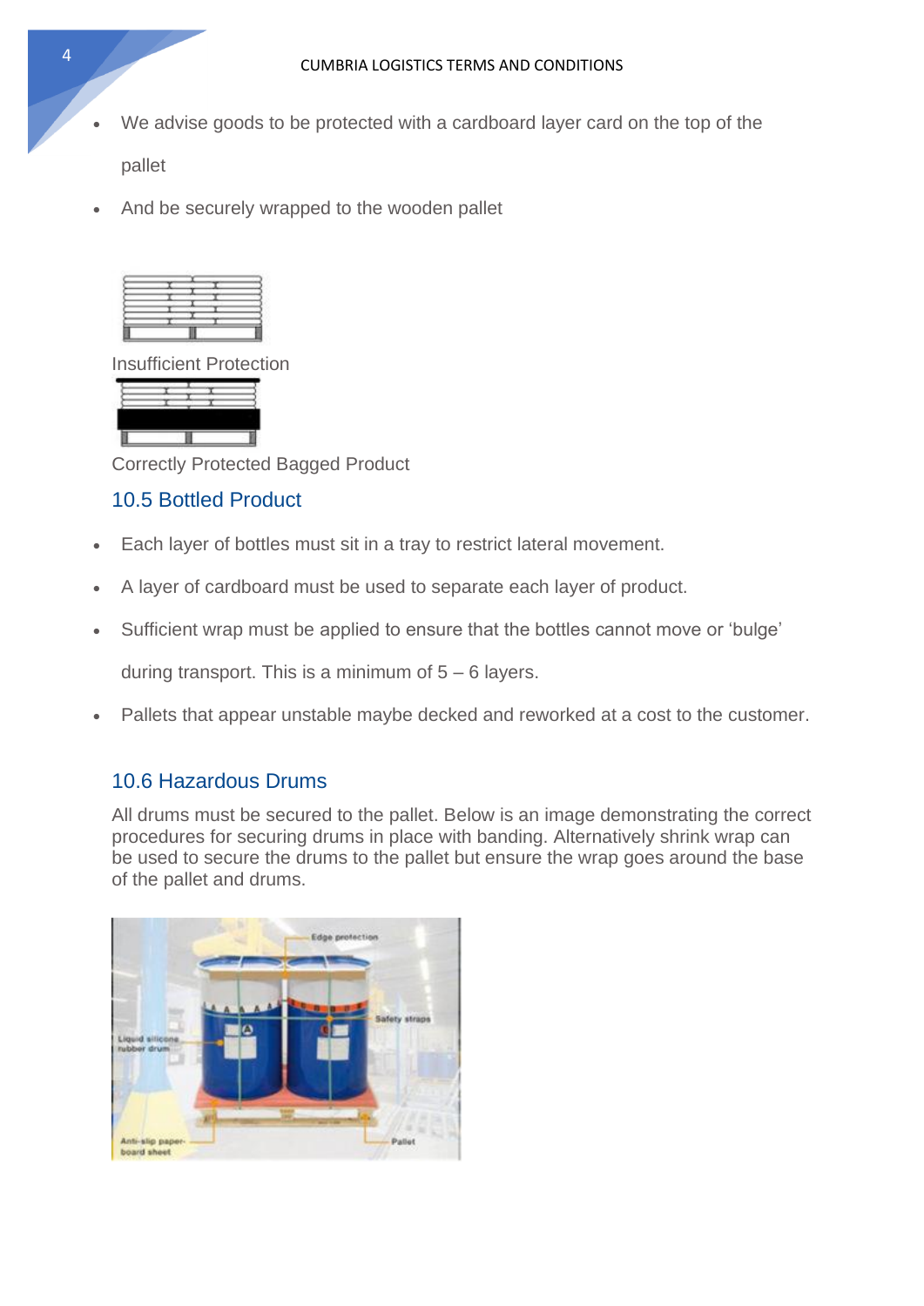- We advise goods to be protected with a cardboard layer card on the top of the pallet
- And be securely wrapped to the wooden pallet

Insufficient Protection

Correctly Protected Bagged Product

## 10.5 Bottled Product

- Each layer of bottles must sit in a tray to restrict lateral movement.
- A layer of cardboard must be used to separate each layer of product.
- Sufficient wrap must be applied to ensure that the bottles cannot move or 'bulge' during transport. This is a minimum of 5 – 6 layers.
- Pallets that appear unstable maybe decked and reworked at a cost to the customer.

## 10.6 Hazardous Drums

All drums must be secured to the pallet. Below is an image demonstrating the correct procedures for securing drums in place with banding. Alternatively shrink wrap can be used to secure the drums to the pallet but ensure the wrap goes around the base of the pallet and drums.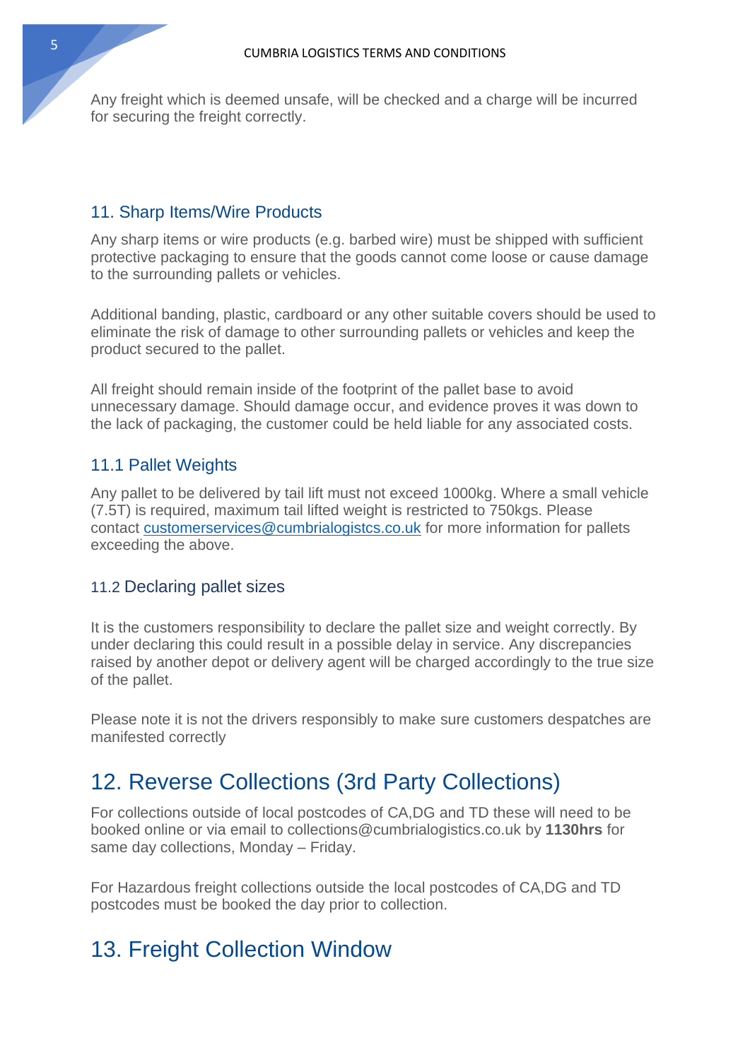Any freight which is deemed unsafe, will be checked and a charge will be incurred for securing the freight correctly.

## 11. Sharp Items/Wire Products

Any sharp items or wire products (e.g. barbed wire) must be shipped with sufficient protective packaging to ensure that the goods cannot come loose or cause damage to the surrounding pallets or vehicles.

Additional banding, plastic, cardboard or any other suitable covers should be used to eliminate the risk of damage to other surrounding pallets or vehicles and keep the product secured to the pallet.

All freight should remain inside of the footprint of the pallet base to avoid unnecessary damage. Should damage occur, and evidence proves it was down to the lack of packaging, the customer could be held liable for any associated costs.

### 11.1 Pallet Weights

Any pallet to be delivered by tail lift must not exceed 1000kg. Where a small vehicle (7.5T) is required, maximum tail lifted weight is restricted to 750kgs. Please contact customerservices@cumbrialogistcs.co.uk for more information for pallets exceeding the above.

### 11.2 Declaring pallet sizes

It is the customers responsibility to declare the pallet size and weight correctly. By under declaring this could result in a possible delay in service. Any discrepancies raised by another depot or delivery agent will be charged accordingly to the true size of the pallet.

Please note it is not the drivers responsibly to make sure customers despatches are manifested correctly

# 12. Reverse Collections (3rd Party Collections)

For collections outside of local postcodes of CA,DG and TD these will need to be booked online or via email to collections@cumbrialogistics.co.uk by **1130hrs** for same day collections, Monday – Friday.

For Hazardous freight collections outside the local postcodes of CA,DG and TD postcodes must be booked the day prior to collection.

# 13. Freight Collection Window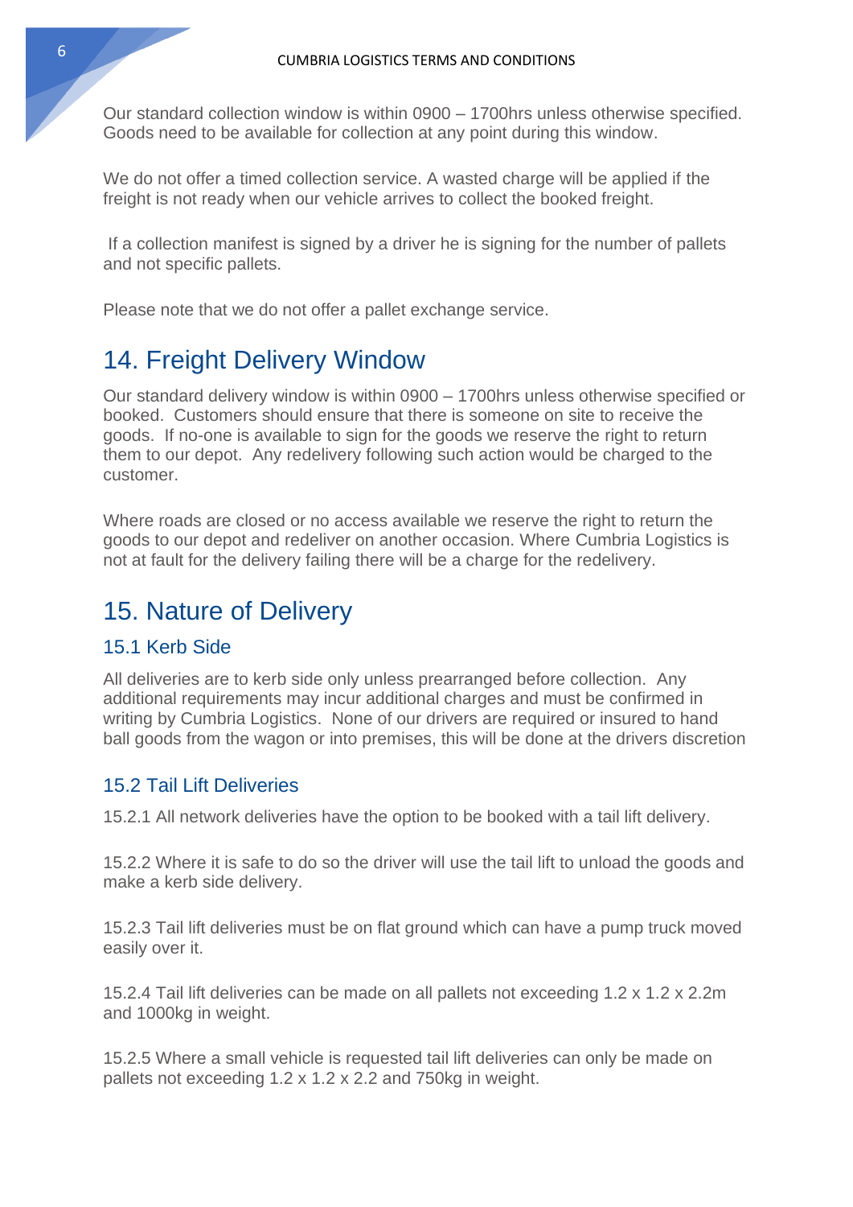Our standard collection window is within 0900 – 1700hrs unless otherwise specified. Goods need to be available for collection at any point during this window.

We do not offer a timed collection service. A wasted charge will be applied if the freight is not ready when our vehicle arrives to collect the booked freight.

If a collection manifest is signed by a driver he is signing for the number of pallets and not specific pallets.

Please note that we do not offer a pallet exchange service.

# 14. Freight Delivery Window

Our standard delivery window is within 0900 – 1700hrs unless otherwise specified or booked. Customers should ensure that there is someone on site to receive the goods. If no-one is available to sign for the goods we reserve the right to return them to our depot. Any redelivery following such action would be charged to the customer.

Where roads are closed or no access available we reserve the right to return the goods to our depot and redeliver on another occasion. Where Cumbria Logistics is not at fault for the delivery failing there will be a charge for the redelivery.

# 15. Nature of Delivery

## 15.1 Kerb Side

All deliveries are to kerb side only unless prearranged before collection. Any additional requirements may incur additional charges and must be confirmed in writing by Cumbria Logistics. None of our drivers are required or insured to hand ball goods from the wagon or into premises, this will be done at the drivers discretion

## 15.2 Tail Lift Deliveries

15.2.1 All network deliveries have the option to be booked with a tail lift delivery.

15.2.2 Where it is safe to do so the driver will use the tail lift to unload the goods and make a kerb side delivery.

15.2.3 Tail lift deliveries must be on flat ground which can have a pump truck moved easily over it.

15.2.4 Tail lift deliveries can be made on all pallets not exceeding 1.2 x 1.2 x 2.2m and 1000kg in weight.

15.2.5 Where a small vehicle is requested tail lift deliveries can only be made on pallets not exceeding 1.2 x 1.2 x 2.2 and 750kg in weight.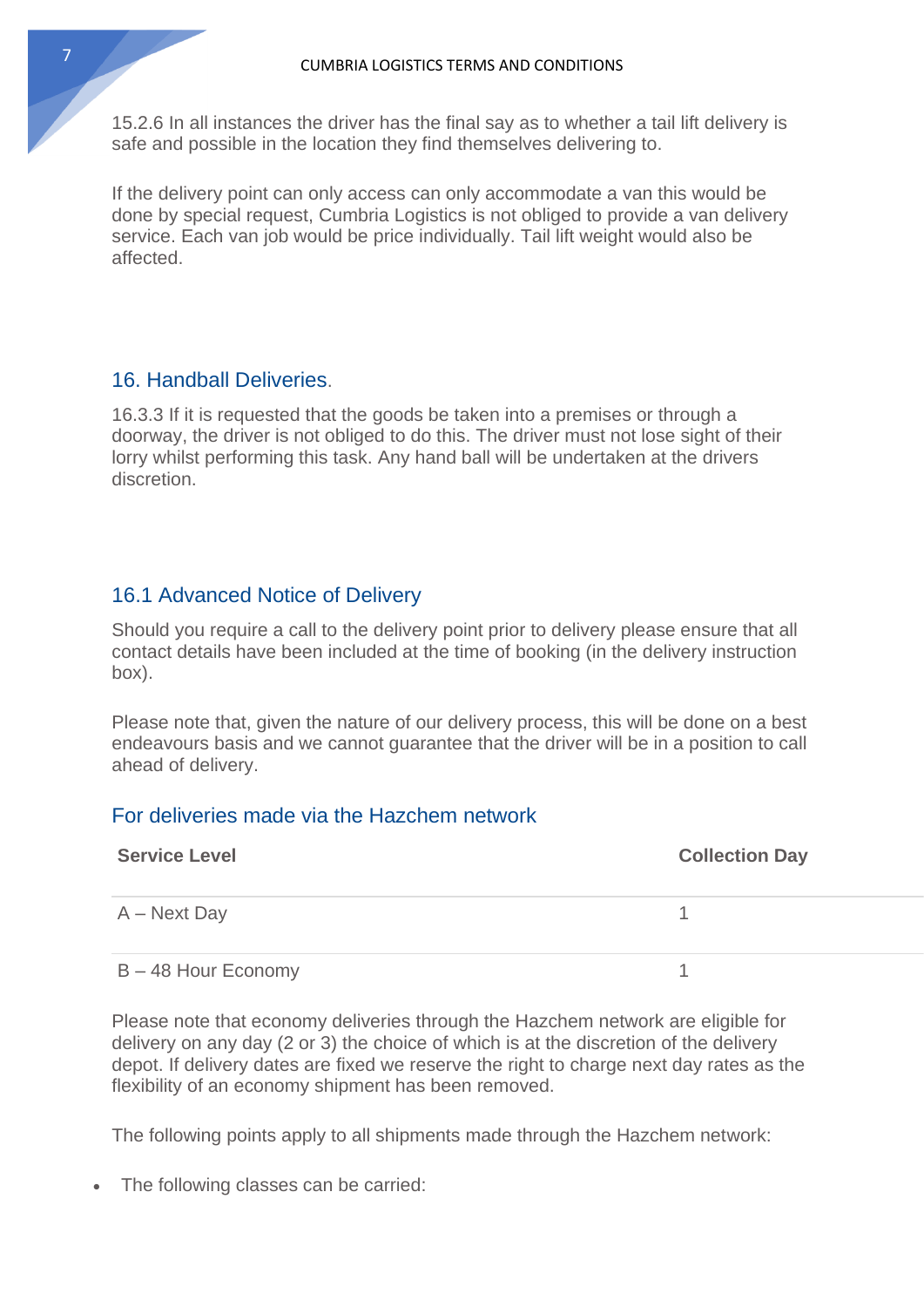15.2.6 In all instances the driver has the final say as to whether a tail lift delivery is safe and possible in the location they find themselves delivering to.

If the delivery point can only access can only accommodate a van this would be done by special request, Cumbria Logistics is not obliged to provide a van delivery service. Each van job would be price individually. Tail lift weight would also be affected.

## 16. Handball Deliveries.

16.3.3 If it is requested that the goods be taken into a premises or through a doorway, the driver is not obliged to do this. The driver must not lose sight of their lorry whilst performing this task. Any hand ball will be undertaken at the drivers discretion.

## 16.1 Advanced Notice of Delivery

Should you require a call to the delivery point prior to delivery please ensure that all contact details have been included at the time of booking (in the delivery instruction box).

Please note that, given the nature of our delivery process, this will be done on a best endeavours basis and we cannot guarantee that the driver will be in a position to call ahead of delivery.

## For deliveries made via the Hazchem network

| Service Level | Collection Day |
|---|---|
| A – Next Day | 1 |
| B – 48 Hour Economy | 1 |

Please note that economy deliveries through the Hazchem network are eligible for delivery on any day (2 or 3) the choice of which is at the discretion of the delivery depot. If delivery dates are fixed we reserve the right to charge next day rates as the flexibility of an economy shipment has been removed.

The following points apply to all shipments made through the Hazchem network:

- The following classes can be carried: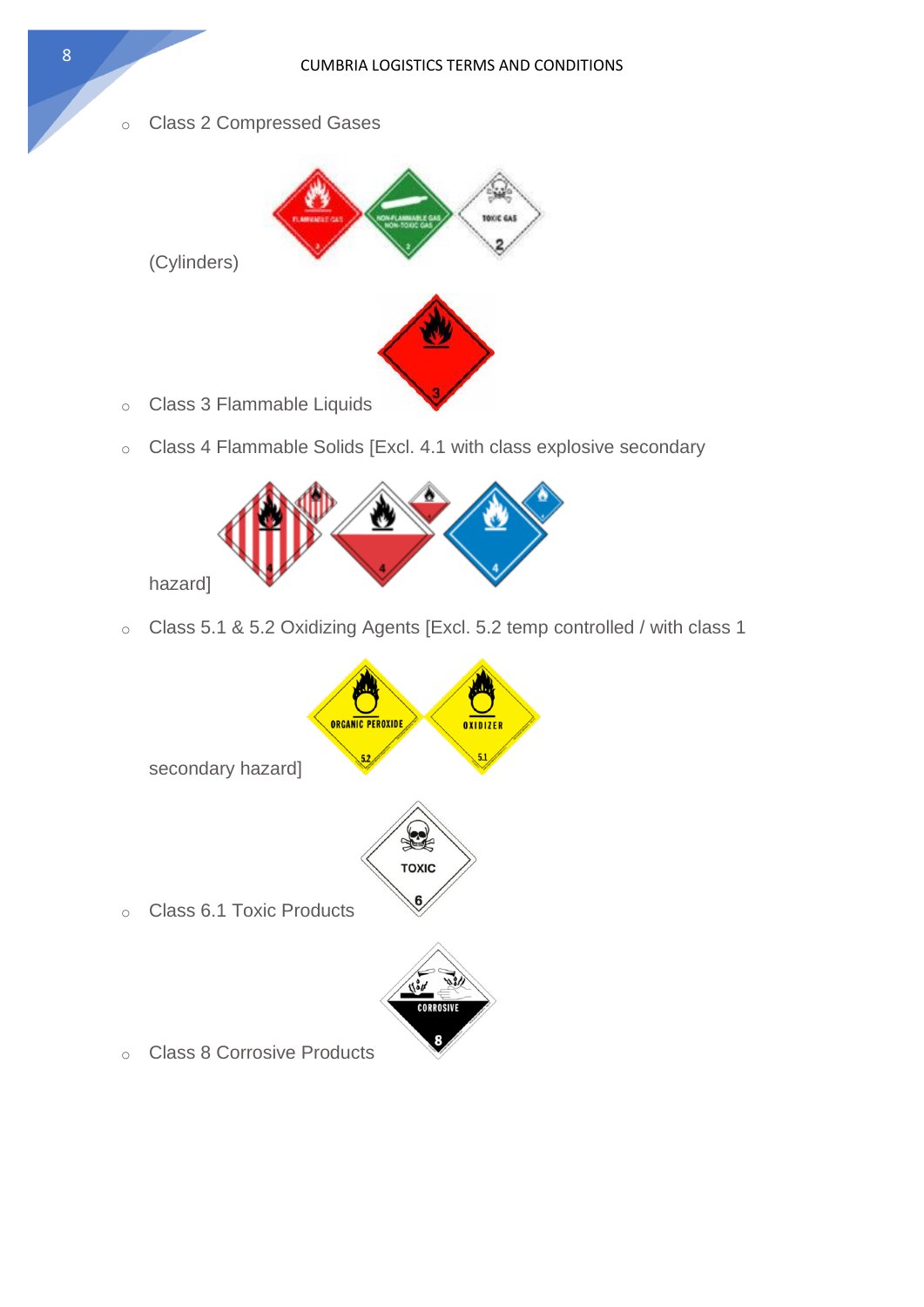- Class 2 Compressed Gases (Cylinders)
- Class 3 Flammable Liquids
- Class 4 Flammable Solids [Excl. 4.1 with class explosive secondary hazard]
- Class 5.1 & 5.2 Oxidizing Agents [Excl. 5.2 temp controlled / with class 1 secondary hazard]
- Class 6.1 Toxic Products
- Class 8 Corrosive Products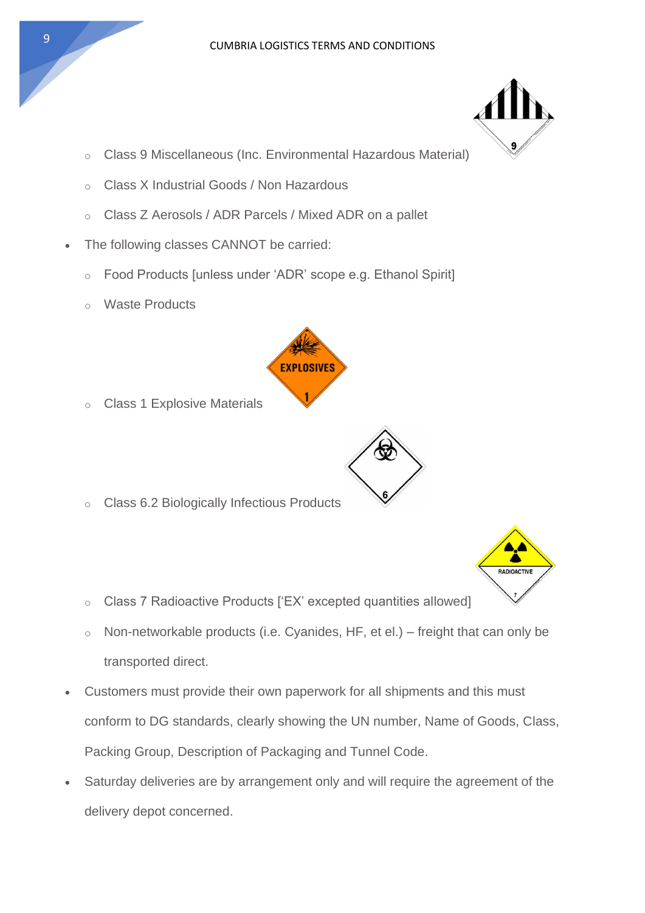- Class 9 Miscellaneous (Inc. Environmental Hazardous Material)
    - Class X Industrial Goods / Non Hazardous
    - Class Z Aerosols / ADR Parcels / Mixed ADR on a pallet
- The following classes CANNOT be carried:
    - Food Products [unless under 'ADR' scope e.g. Ethanol Spirit]
    - Waste Products
    - Class 1 Explosive Materials
    - Class 6.2 Biologically Infectious Products
    - Class 7 Radioactive Products ['EX' excepted quantities allowed]
    - Non-networkable products (i.e. Cyanides, HF, et el.) – freight that can only be transported direct.
- Customers must provide their own paperwork for all shipments and this must conform to DG standards, clearly showing the UN number, Name of Goods, Class, Packing Group, Description of Packaging and Tunnel Code.
- Saturday deliveries are by arrangement only and will require the agreement of the delivery depot concerned.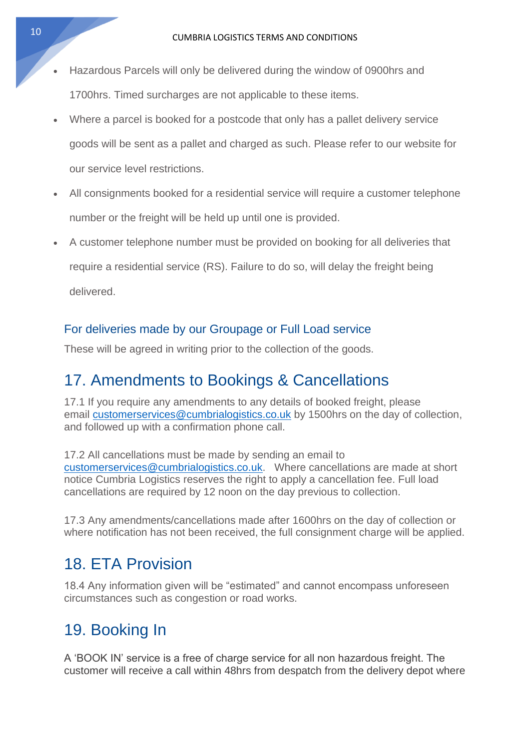- Hazardous Parcels will only be delivered during the window of 0900hrs and 1700hrs. Timed surcharges are not applicable to these items.
- Where a parcel is booked for a postcode that only has a pallet delivery service goods will be sent as a pallet and charged as such. Please refer to our website for our service level restrictions.
- All consignments booked for a residential service will require a customer telephone number or the freight will be held up until one is provided.
- A customer telephone number must be provided on booking for all deliveries that require a residential service (RS). Failure to do so, will delay the freight being delivered.

### For deliveries made by our Groupage or Full Load service

These will be agreed in writing prior to the collection of the goods.

## 17. Amendments to Bookings & Cancellations

17.1 If you require any amendments to any details of booked freight, please email customerservices@cumbrialogistics.co.uk by 1500hrs on the day of collection, and followed up with a confirmation phone call.

17.2 All cancellations must be made by sending an email to customerservices@cumbrialogistics.co.uk. Where cancellations are made at short notice Cumbria Logistics reserves the right to apply a cancellation fee. Full load cancellations are required by 12 noon on the day previous to collection.

17.3 Any amendments/cancellations made after 1600hrs on the day of collection or where notification has not been received, the full consignment charge will be applied.

## 18. ETA Provision

18.4 Any information given will be "estimated" and cannot encompass unforeseen circumstances such as congestion or road works.

## 19. Booking In

A 'BOOK IN' service is a free of charge service for all non hazardous freight. The customer will receive a call within 48hrs from despatch from the delivery depot where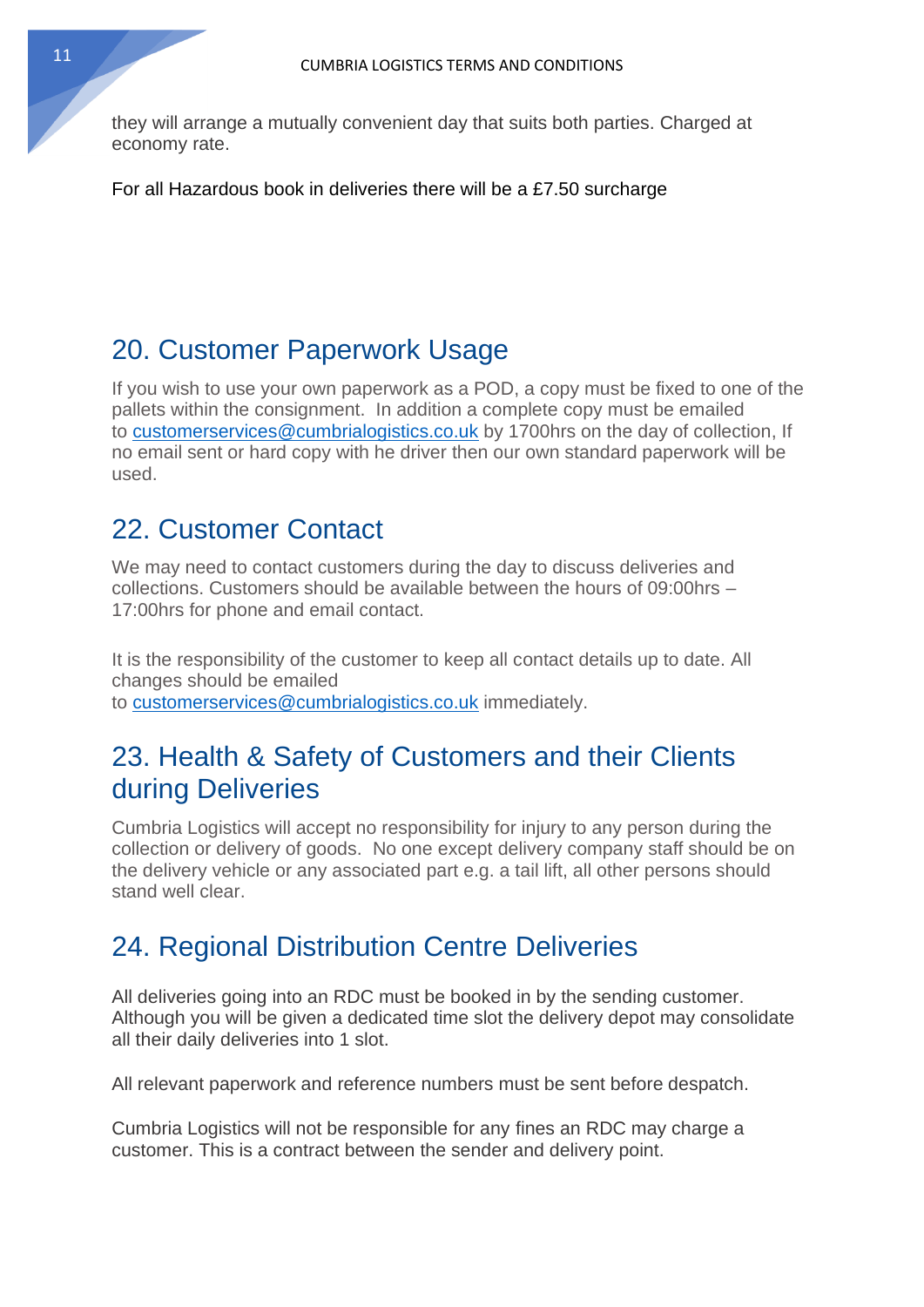they will arrange a mutually convenient day that suits both parties. Charged at economy rate.

For all Hazardous book in deliveries there will be a £7.50 surcharge

## 20. Customer Paperwork Usage

If you wish to use your own paperwork as a POD, a copy must be fixed to one of the pallets within the consignment. In addition a complete copy must be emailed to customerservices@cumbrialogistics.co.uk by 1700hrs on the day of collection, If no email sent or hard copy with he driver then our own standard paperwork will be used.

## 22. Customer Contact

We may need to contact customers during the day to discuss deliveries and collections. Customers should be available between the hours of 09:00hrs – 17:00hrs for phone and email contact.

It is the responsibility of the customer to keep all contact details up to date. All changes should be emailed to customerservices@cumbrialogistics.co.uk immediately.

## 23. Health & Safety of Customers and their Clients during Deliveries

Cumbria Logistics will accept no responsibility for injury to any person during the collection or delivery of goods. No one except delivery company staff should be on the delivery vehicle or any associated part e.g. a tail lift, all other persons should stand well clear.

## 24. Regional Distribution Centre Deliveries

All deliveries going into an RDC must be booked in by the sending customer. Although you will be given a dedicated time slot the delivery depot may consolidate all their daily deliveries into 1 slot.

All relevant paperwork and reference numbers must be sent before despatch.

Cumbria Logistics will not be responsible for any fines an RDC may charge a customer. This is a contract between the sender and delivery point.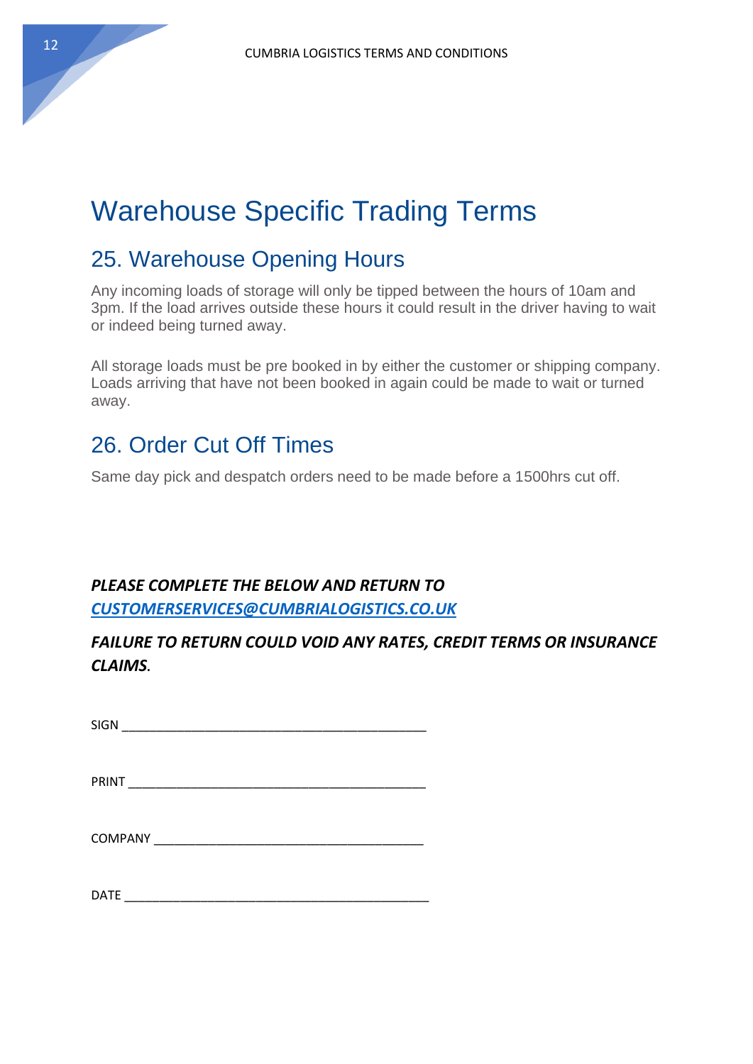# Warehouse Specific Trading Terms

## 25. Warehouse Opening Hours

Any incoming loads of storage will only be tipped between the hours of 10am and 3pm. If the load arrives outside these hours it could result in the driver having to wait or indeed being turned away.

All storage loads must be pre booked in by either the customer or shipping company. Loads arriving that have not been booked in again could be made to wait or turned away.

## 26. Order Cut Off Times

Same day pick and despatch orders need to be made before a 1500hrs cut off.

***PLEASE COMPLETE THE BELOW AND RETURN TO [CUSTOMERSERVICES@CUMBRIALOGISTICS.CO.UK](mailto:CUSTOMERSERVICES@CUMBRIALOGISTICS.CO.UK)***

***FAILURE TO RETURN COULD VOID ANY RATES, CREDIT TERMS OR INSURANCE CLAIMS.***

SIGN ___________________________________________

PRINT __________________________________________

COMPANY _______________________________________

DATE ___________________________________________